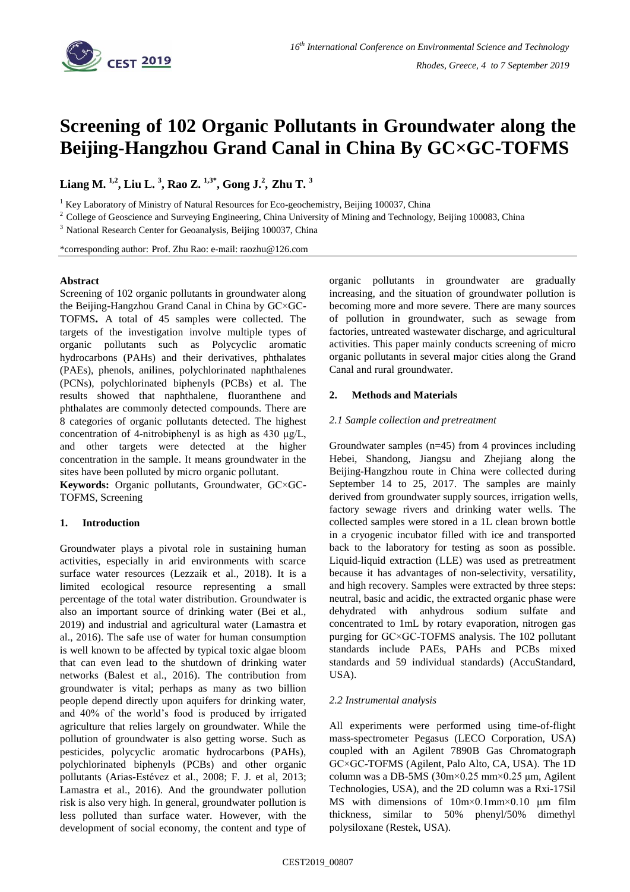# Screening of 102 Organic Pollutants in Groundwater along the Beijing-Hangzhou Grand Canal in China By GC×GC-TOFMS

**Liang M.** [1,2]**, Liu L.** [3]**, Rao Z.** [1,3*]**, Gong J.**[2]**, Zhu T.** [3]

[1] Key Laboratory of Ministry of Natural Resources for Eco-geochemistry, Beijing 100037, China

[2] College of Geoscience and Surveying Engineering, China University of Mining and Technology, Beijing 100083, China

[3] National Research Center for Geoanalysis, Beijing 100037, China

*corresponding author: Prof. Zhu Rao: e-mail: raozhu@126.com

**Abstract**

Screening of 102 organic pollutants in groundwater along the Beijing-Hangzhou Grand Canal in China by GC×GC-TOFMS**.** A total of 45 samples were collected. The targets of the investigation involve multiple types of organic pollutants such as Polycyclic aromatic hydrocarbons (PAHs) and their derivatives, phthalates (PAEs), phenols, anilines, polychlorinated naphthalenes (PCNs), polychlorinated biphenyls (PCBs) et al. The results showed that naphthalene, fluoranthene and phthalates are commonly detected compounds. There are 8 categories of organic pollutants detected. The highest concentration of 4-nitrobiphenyl is as high as 430 μg/L, and other targets were detected at the higher concentration in the sample. It means groundwater in the sites have been polluted by micro organic pollutant.

**Keywords:** Organic pollutants, Groundwater, GC×GC-TOFMS, Screening

## 1. Introduction

Groundwater plays a pivotal role in sustaining human activities, especially in arid environments with scarce surface water resources (Lezzaik et al., 2018). It is a limited ecological resource representing a small percentage of the total water distribution. Groundwater is also an important source of drinking water (Bei et al., 2019) and industrial and agricultural water (Lamastra et al., 2016). The safe use of water for human consumption is well known to be affected by typical toxic algae bloom that can even lead to the shutdown of drinking water networks (Balest et al., 2016). The contribution from groundwater is vital; perhaps as many as two billion people depend directly upon aquifers for drinking water, and 40% of the world's food is produced by irrigated agriculture that relies largely on groundwater. While the pollution of groundwater is also getting worse. Such as pesticides, polycyclic aromatic hydrocarbons (PAHs), polychlorinated biphenyls (PCBs) and other organic pollutants (Arias-Estévez et al., 2008; F. J. et al, 2013; Lamastra et al., 2016). And the groundwater pollution risk is also very high. In general, groundwater pollution is less polluted than surface water. However, with the development of social economy, the content and type of organic pollutants in groundwater are gradually increasing, and the situation of groundwater pollution is becoming more and more severe. There are many sources of pollution in groundwater, such as sewage from factories, untreated wastewater discharge, and agricultural activities. This paper mainly conducts screening of micro organic pollutants in several major cities along the Grand Canal and rural groundwater.

## 2. Methods and Materials

### *2.1 Sample collection and pretreatment*

Groundwater samples (n=45) from 4 provinces including Hebei, Shandong, Jiangsu and Zhejiang along the Beijing-Hangzhou route in China were collected during September 14 to 25, 2017. The samples are mainly derived from groundwater supply sources, irrigation wells, factory sewage rivers and drinking water wells. The collected samples were stored in a 1L clean brown bottle in a cryogenic incubator filled with ice and transported back to the laboratory for testing as soon as possible. Liquid-liquid extraction (LLE) was used as pretreatment because it has advantages of non-selectivity, versatility, and high recovery. Samples were extracted by three steps: neutral, basic and acidic, the extracted organic phase were dehydrated with anhydrous sodium sulfate and concentrated to 1mL by rotary evaporation, nitrogen gas purging for GC×GC-TOFMS analysis. The 102 pollutant standards include PAEs, PAHs and PCBs mixed standards and 59 individual standards) (AccuStandard, USA).

### *2.2 Instrumental analysis*

All experiments were performed using time-of-flight mass-spectrometer Pegasus (LECO Corporation, USA) coupled with an Agilent 7890B Gas Chromatograph GC×GC-TOFMS (Agilent, Palo Alto, CA, USA). The 1D column was a DB-5MS (30m×0.25 mm×0.25 μm, Agilent Technologies, USA), and the 2D column was a Rxi-17Sil MS with dimensions of 10m×0.1mm×0.10 μm film thickness, similar to 50% phenyl/50% dimethyl polysiloxane (Restek, USA).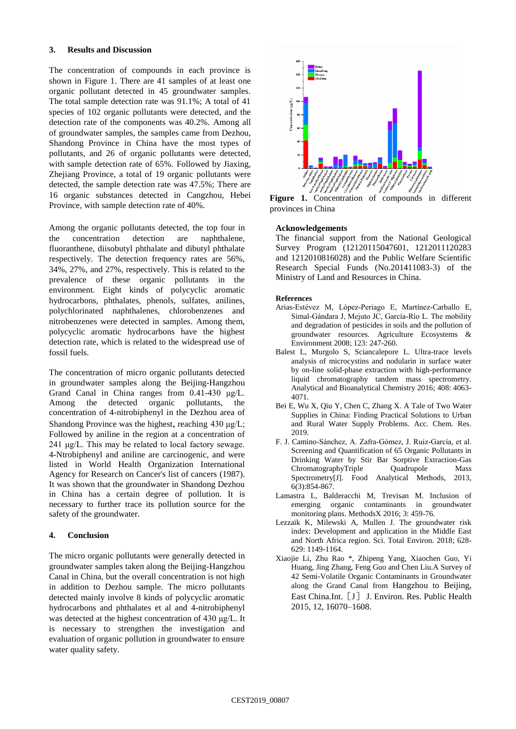## 3. Results and Discussion

The concentration of compounds in each province is shown in Figure 1. There are 41 samples of at least one organic pollutant detected in 45 groundwater samples. The total sample detection rate was 91.1%; A total of 41 species of 102 organic pollutants were detected, and the detection rate of the components was 40.2%. Among all of groundwater samples, the samples came from Dezhou, Shandong Province in China have the most types of pollutants, and 26 of organic pollutants were detected, with sample detection rate of 65%. Followed by Jiaxing, Zhejiang Province, a total of 19 organic pollutants were detected, the sample detection rate was 47.5%; There are 16 organic substances detected in Cangzhou, Hebei Province, with sample detection rate of 40%.

Among the organic pollutants detected, the top four in the concentration detection are naphthalene, fluoranthene, diisobutyl phthalate and dibutyl phthalate respectively. The detection frequency rates are 56%, 34%, 27%, and 27%, respectively. This is related to the prevalence of these organic pollutants in the environment. Eight kinds of polycyclic aromatic hydrocarbons, phthalates, phenols, sulfates, anilines, polychlorinated naphthalenes, chlorobenzenes and nitrobenzenes were detected in samples. Among them, polycyclic aromatic hydrocarbons have the highest detection rate, which is related to the widespread use of fossil fuels.

The concentration of micro organic pollutants detected in groundwater samples along the Beijing-Hangzhou Grand Canal in China ranges from 0.41-430 μg/L. Among the detected organic pollutants, the concentration of 4-nitrobiphenyl in the Dezhou area of Shandong Province was the highest, reaching 430 μg/L; Followed by aniline in the region at a concentration of 241 μg/L. This may be related to local factory sewage. 4-Ntrobiphenyl and aniline are carcinogenic, and were listed in World Health Organization International Agency for Research on Cancer's list of cancers (1987). It was shown that the groundwater in Shandong Dezhou in China has a certain degree of pollution. It is necessary to further trace its pollution source for the safety of the groundwater.

## 4. Conclusion

The micro organic pollutants were generally detected in groundwater samples taken along the Beijing-Hangzhou Canal in China, but the overall concentration is not high in addition to Dezhou sample. The micro pollutants detected mainly involve 8 kinds of polycyclic aromatic hydrocarbons and phthalates et al and 4-nitrobiphenyl was detected at the highest concentration of 430 μg/L. It is necessary to strengthen the investigation and evaluation of organic pollution in groundwater to ensure water quality safety.

Hebei
Shandong
Henan
Zhejiang
Concentration (μg/L)
160
140
120
100
80
60
40
20
0

**Figure 1.** Concentration of compounds in different provinces in China

### Acknowledgements

The financial support from the National Geological Survey Program (12120115047601, 1212011120283 and 1212010816028) and the Public Welfare Scientific Research Special Funds (No.201411083-3) of the Ministry of Land and Resources in China.

### References

Arias-Estévez M, López-Periago E, Martínez-Carballo E, Simal-Gándara J, Mejuto JC, García-Río L. The mobility and degradation of pesticides in soils and the pollution of groundwater resources. Agriculture Ecosystems & Environment 2008; 123: 247-260.

Balest L, Murgolo S, Sciancalepore L. Ultra-trace levels analysis of microcystins and nodularin in surface water by on-line solid-phase extraction with high-performance liquid chromatography tandem mass spectrometry. Analytical and Bioanalytical Chemistry 2016; 408: 4063-4071.

Bei E, Wu X, Qiu Y, Chen C, Zhang X. A Tale of Two Water Supplies in China: Finding Practical Solutions to Urban and Rural Water Supply Problems. Acc. Chem. Res. 2019.

F. J. Camino-Sánchez, A. Zafra-Gómez, J. Ruiz-García, et al. Screening and Quantification of 65 Organic Pollutants in Drinking Water by Stir Bar Sorptive Extraction-Gas ChromatographyTriple Quadrupole Mass Spectrometry[J]. Food Analytical Methods, 2013, 6(3):854-867.

Lamastra L, Balderacchi M, Trevisan M. Inclusion of emerging organic contaminants in groundwater monitoring plans. MethodsX 2016; 3: 459-76.

Lezzaik K, Milewski A, Mullen J. The groundwater risk index: Development and application in the Middle East and North Africa region. Sci. Total Environ. 2018; 628-629: 1149-1164.

Xiaojie Li, Zhu Rao *, Zhipeng Yang, Xiaochen Guo, Yi Huang, Jing Zhang, Feng Guo and Chen Liu.A Survey of 42 Semi-Volatile Organic Contaminants in Groundwater along the Grand Canal from Hangzhou to Beijing, East China.Int. ［J］ J. Environ. Res. Public Health 2015, 12, 16070–1608.